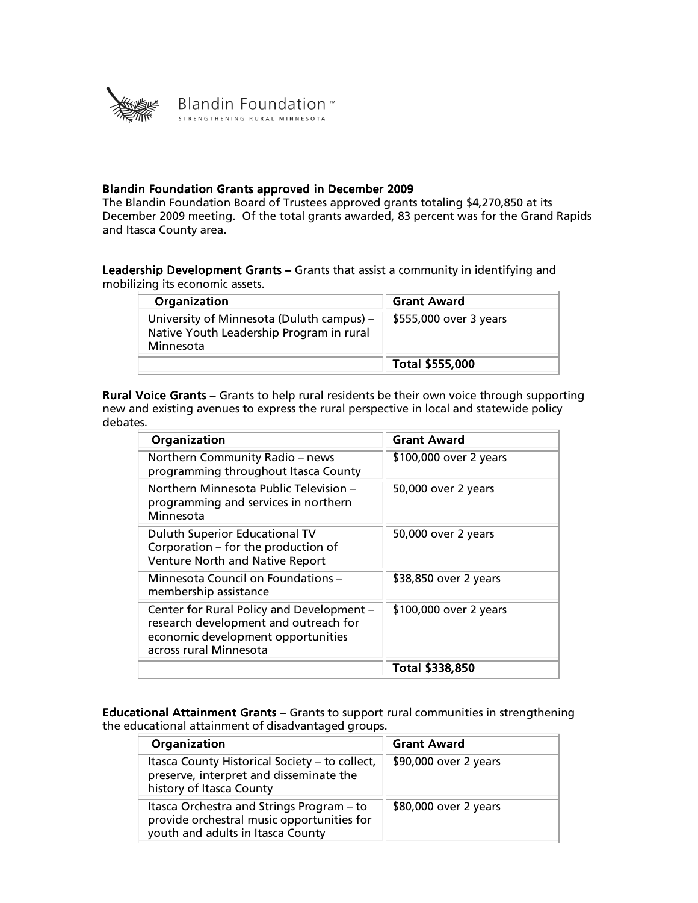Blandin Foundation™
STRENGTHENING RURAL MINNESOTA

## Blandin Foundation Grants approved in December 2009

The Blandin Foundation Board of Trustees approved grants totaling $4,270,850 at its December 2009 meeting. Of the total grants awarded, 83 percent was for the Grand Rapids and Itasca County area.

**Leadership Development Grants** – Grants that assist a community in identifying and mobilizing its economic assets.

| Organization | Grant Award |
|---|---|
| University of Minnesota (Duluth campus) – Native Youth Leadership Program in rural Minnesota | $555,000 over 3 years |
| | **Total $555,000** |

**Rural Voice Grants** – Grants to help rural residents be their own voice through supporting new and existing avenues to express the rural perspective in local and statewide policy debates.

| Organization | Grant Award |
|---|---|
| Northern Community Radio – news programming throughout Itasca County | $100,000 over 2 years |
| Northern Minnesota Public Television – programming and services in northern Minnesota | 50,000 over 2 years |
| Duluth Superior Educational TV Corporation – for the production of Venture North and Native Report | 50,000 over 2 years |
| Minnesota Council on Foundations – membership assistance | $38,850 over 2 years |
| Center for Rural Policy and Development – research development and outreach for economic development opportunities across rural Minnesota | $100,000 over 2 years |
| | **Total $338,850** |

**Educational Attainment Grants** – Grants to support rural communities in strengthening the educational attainment of disadvantaged groups.

| Organization | Grant Award |
|---|---|
| Itasca County Historical Society – to collect, preserve, interpret and disseminate the history of Itasca County | $90,000 over 2 years |
| Itasca Orchestra and Strings Program – to provide orchestral music opportunities for youth and adults in Itasca County | $80,000 over 2 years |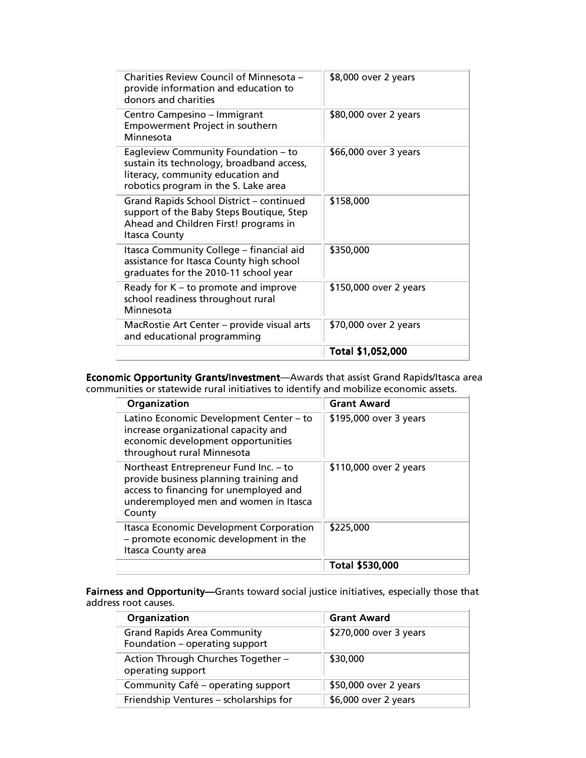| | |
|---|---|
| Charities Review Council of Minnesota – provide information and education to donors and charities | $8,000 over 2 years |
| Centro Campesino – Immigrant Empowerment Project in southern Minnesota | $80,000 over 2 years |
| Eagleview Community Foundation – to sustain its technology, broadband access, literacy, community education and robotics program in the S. Lake area | $66,000 over 3 years |
| Grand Rapids School District – continued support of the Baby Steps Boutique, Step Ahead and Children First! programs in Itasca County | $158,000 |
| Itasca Community College – financial aid assistance for Itasca County high school graduates for the 2010-11 school year | $350,000 |
| Ready for K – to promote and improve school readiness throughout rural Minnesota | $150,000 over 2 years |
| MacRostie Art Center – provide visual arts and educational programming | $70,000 over 2 years |
| | **Total $1,052,000** |

**Economic Opportunity Grants/Investment**—Awards that assist Grand Rapids/Itasca area communities or statewide rural initiatives to identify and mobilize economic assets.

| Organization | Grant Award |
|---|---|
| Latino Economic Development Center – to increase organizational capacity and economic development opportunities throughout rural Minnesota | $195,000 over 3 years |
| Northeast Entrepreneur Fund Inc. – to provide business planning training and access to financing for unemployed and underemployed men and women in Itasca County | $110,000 over 2 years |
| Itasca Economic Development Corporation – promote economic development in the Itasca County area | $225,000 |
| | **Total $530,000** |

**Fairness and Opportunity**—Grants toward social justice initiatives, especially those that address root causes.

| Organization | Grant Award |
|---|---|
| Grand Rapids Area Community Foundation – operating support | $270,000 over 3 years |
| Action Through Churches Together – operating support | $30,000 |
| Community Café – operating support | $50,000 over 2 years |
| Friendship Ventures – scholarships for | $6,000 over 2 years |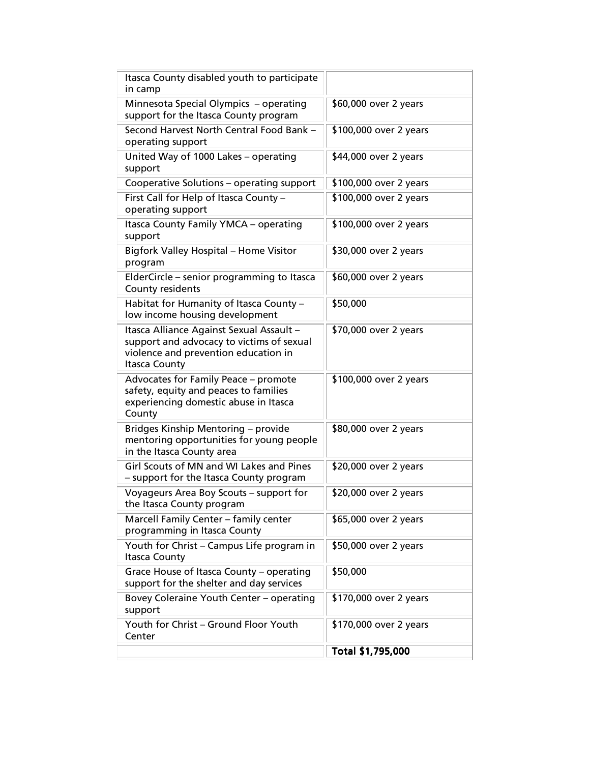| | |
|---|---|
| Itasca County disabled youth to participate in camp | |
| Minnesota Special Olympics – operating support for the Itasca County program | $60,000 over 2 years |
| Second Harvest North Central Food Bank – operating support | $100,000 over 2 years |
| United Way of 1000 Lakes – operating support | $44,000 over 2 years |
| Cooperative Solutions – operating support | $100,000 over 2 years |
| First Call for Help of Itasca County – operating support | $100,000 over 2 years |
| Itasca County Family YMCA – operating support | $100,000 over 2 years |
| Bigfork Valley Hospital – Home Visitor program | $30,000 over 2 years |
| ElderCircle – senior programming to Itasca County residents | $60,000 over 2 years |
| Habitat for Humanity of Itasca County – low income housing development | $50,000 |
| Itasca Alliance Against Sexual Assault – support and advocacy to victims of sexual violence and prevention education in Itasca County | $70,000 over 2 years |
| Advocates for Family Peace – promote safety, equity and peaces to families experiencing domestic abuse in Itasca County | $100,000 over 2 years |
| Bridges Kinship Mentoring – provide mentoring opportunities for young people in the Itasca County area | $80,000 over 2 years |
| Girl Scouts of MN and WI Lakes and Pines – support for the Itasca County program | $20,000 over 2 years |
| Voyageurs Area Boy Scouts – support for the Itasca County program | $20,000 over 2 years |
| Marcell Family Center – family center programming in Itasca County | $65,000 over 2 years |
| Youth for Christ – Campus Life program in Itasca County | $50,000 over 2 years |
| Grace House of Itasca County – operating support for the shelter and day services | $50,000 |
| Bovey Coleraine Youth Center – operating support | $170,000 over 2 years |
| Youth for Christ – Ground Floor Youth Center | $170,000 over 2 years |
| | **Total $1,795,000** |